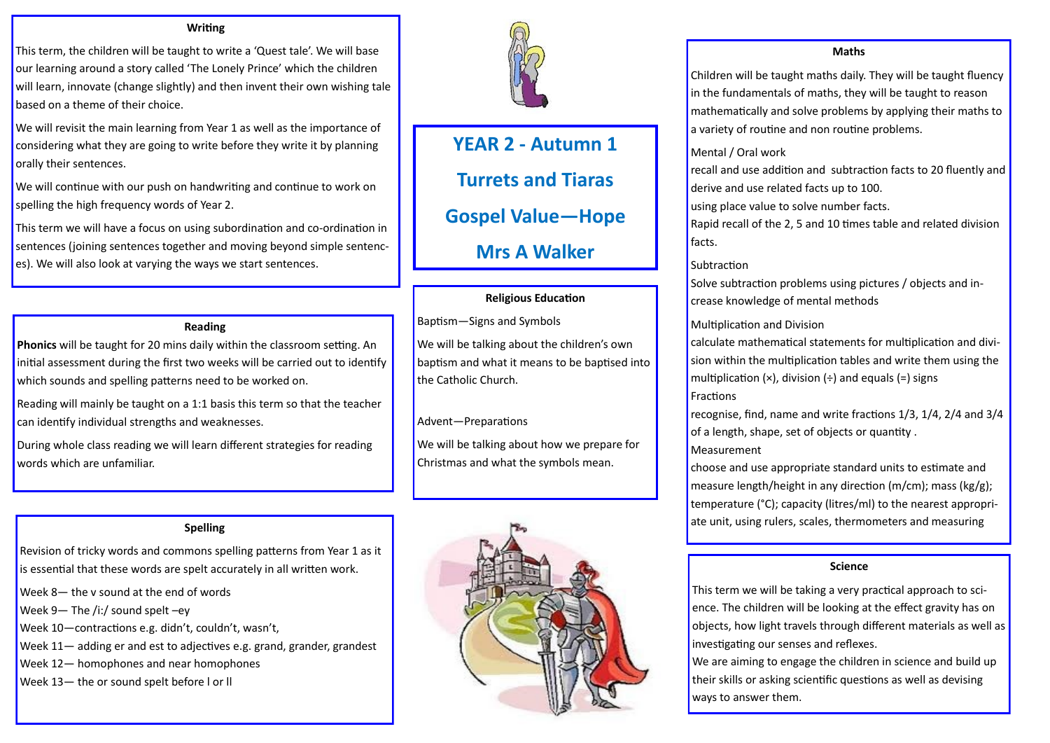# YEAR 2 - Autumn 1

# Turrets and Tiaras

# Gospel Value—Hope

# Mrs A Walker

## Writing

This term, the children will be taught to write a 'Quest tale'. We will base our learning around a story called 'The Lonely Prince' which the children will learn, innovate (change slightly) and then invent their own wishing tale based on a theme of their choice.

We will revisit the main learning from Year 1 as well as the importance of considering what they are going to write before they write it by planning orally their sentences.

We will continue with our push on handwriting and continue to work on spelling the high frequency words of Year 2.

This term we will have a focus on using subordination and co-ordination in sentences (joining sentences together and moving beyond simple sentences). We will also look at varying the ways we start sentences.

## Reading

**Phonics** will be taught for 20 mins daily within the classroom setting. An initial assessment during the first two weeks will be carried out to identify which sounds and spelling patterns need to be worked on.

Reading will mainly be taught on a 1:1 basis this term so that the teacher can identify individual strengths and weaknesses.

During whole class reading we will learn different strategies for reading words which are unfamiliar.

## Spelling

Revision of tricky words and commons spelling patterns from Year 1 as it is essential that these words are spelt accurately in all written work.

Week 8— the v sound at the end of words
Week 9— The /i:/ sound spelt –ey
Week 10—contractions e.g. didn't, couldn't, wasn't,
Week 11— adding er and est to adjectives e.g. grand, grander, grandest
Week 12— homophones and near homophones
Week 13— the or sound spelt before l or ll

## Religious Education

Baptism—Signs and Symbols

We will be talking about the children's own baptism and what it means to be baptised into the Catholic Church.

Advent—Preparations

We will be talking about how we prepare for Christmas and what the symbols mean.

## Maths

Children will be taught maths daily. They will be taught fluency in the fundamentals of maths, they will be taught to reason mathematically and solve problems by applying their maths to a variety of routine and non routine problems.

Mental / Oral work
recall and use addition and subtraction facts to 20 fluently and derive and use related facts up to 100.
using place value to solve number facts.
Rapid recall of the 2, 5 and 10 times table and related division facts.

Subtraction
Solve subtraction problems using pictures / objects and increase knowledge of mental methods

Multiplication and Division
calculate mathematical statements for multiplication and division within the multiplication tables and write them using the multiplication (×), division (÷) and equals (=) signs
Fractions
recognise, find, name and write fractions 1/3, 1/4, 2/4 and 3/4 of a length, shape, set of objects or quantity .
Measurement
choose and use appropriate standard units to estimate and measure length/height in any direction (m/cm); mass (kg/g); temperature (°C); capacity (litres/ml) to the nearest appropriate unit, using rulers, scales, thermometers and measuring

## Science

This term we will be taking a very practical approach to science. The children will be looking at the effect gravity has on objects, how light travels through different materials as well as investigating our senses and reflexes.
We are aiming to engage the children in science and build up their skills or asking scientific questions as well as devising ways to answer them.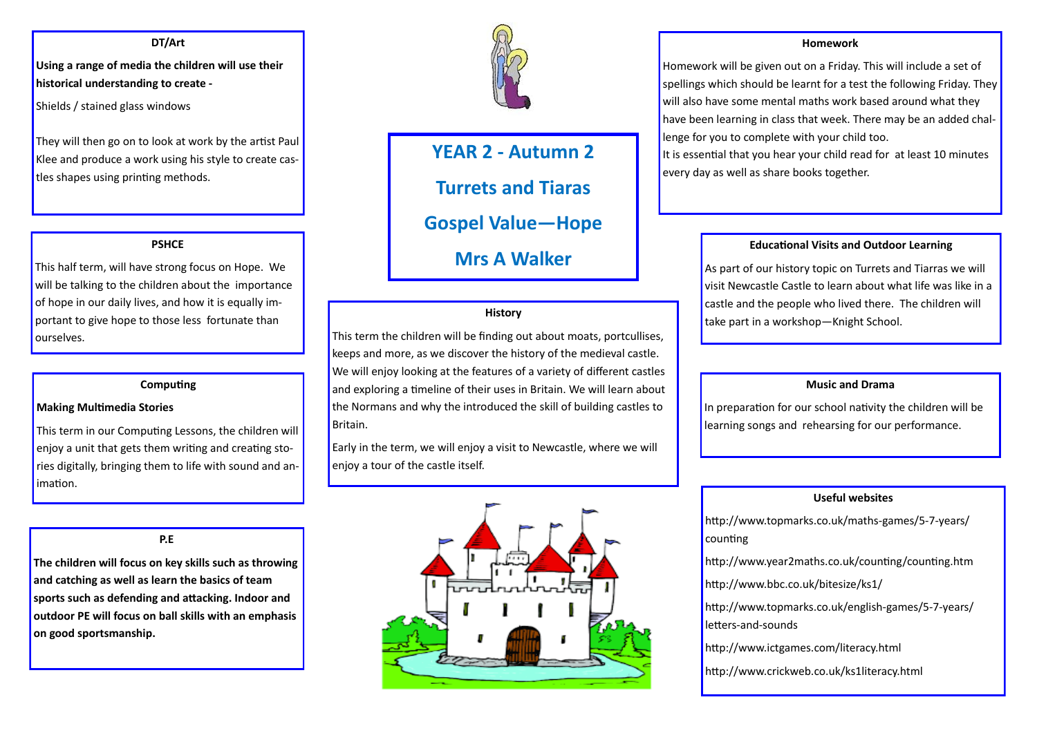# YEAR 2 - Autumn 2

## Turrets and Tiaras

## Gospel Value—Hope

## Mrs A Walker

### DT/Art

**Using a range of media the children will use their historical understanding to create -**

Shields / stained glass windows

They will then go on to look at work by the artist Paul Klee and produce a work using his style to create castles shapes using printing methods.

### PSHCE

This half term, will have strong focus on Hope. We will be talking to the children about the importance of hope in our daily lives, and how it is equally important to give hope to those less fortunate than ourselves.

### Computing

**Making Multimedia Stories**

This term in our Computing Lessons, the children will enjoy a unit that gets them writing and creating stories digitally, bringing them to life with sound and animation.

### P.E

**The children will focus on key skills such as throwing and catching as well as learn the basics of team sports such as defending and attacking. Indoor and outdoor PE will focus on ball skills with an emphasis on good sportsmanship.**

### History

This term the children will be finding out about moats, portcullises, keeps and more, as we discover the history of the medieval castle. We will enjoy looking at the features of a variety of different castles and exploring a timeline of their uses in Britain. We will learn about the Normans and why the introduced the skill of building castles to Britain.

Early in the term, we will enjoy a visit to Newcastle, where we will enjoy a tour of the castle itself.

### Homework

Homework will be given out on a Friday. This will include a set of spellings which should be learnt for a test the following Friday. They will also have some mental maths work based around what they have been learning in class that week. There may be an added challenge for you to complete with your child too.

It is essential that you hear your child read for at least 10 minutes every day as well as share books together.

### Educational Visits and Outdoor Learning

As part of our history topic on Turrets and Tiarras we will visit Newcastle Castle to learn about what life was like in a castle and the people who lived there. The children will take part in a workshop—Knight School.

### Music and Drama

In preparation for our school nativity the children will be learning songs and rehearsing for our performance.

### Useful websites

http://www.topmarks.co.uk/maths-games/5-7-years/counting

http://www.year2maths.co.uk/counting/counting.htm

http://www.bbc.co.uk/bitesize/ks1/

http://www.topmarks.co.uk/english-games/5-7-years/letters-and-sounds

http://www.ictgames.com/literacy.html

http://www.crickweb.co.uk/ks1literacy.html